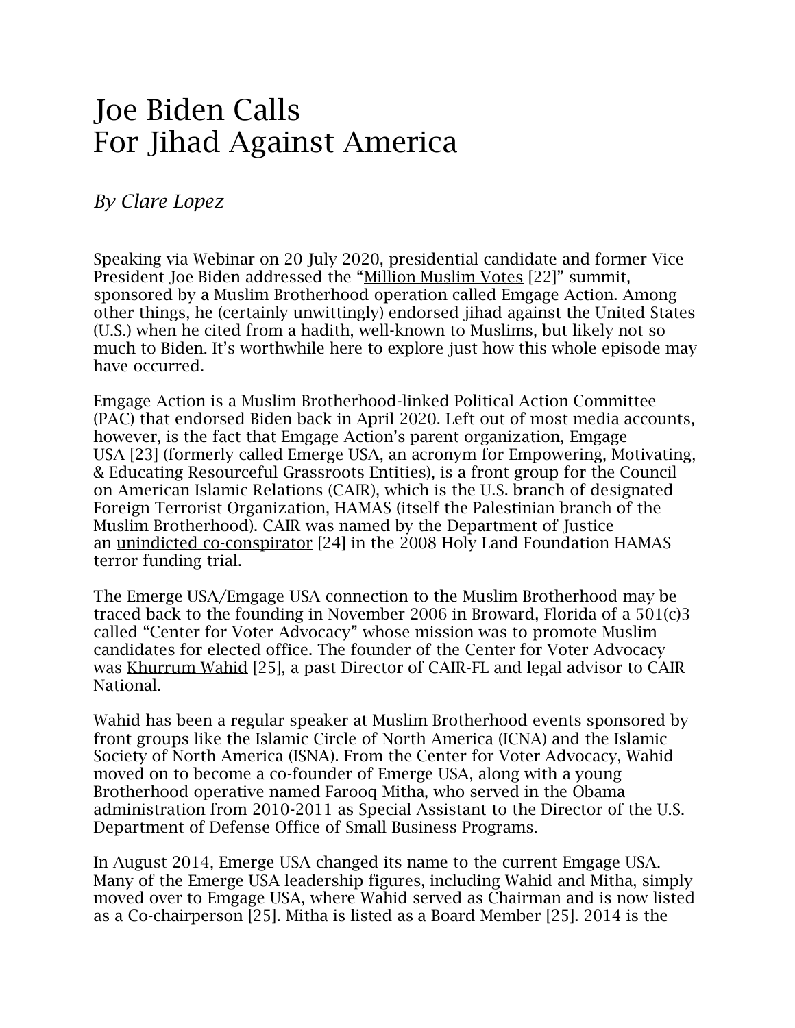# Joe Biden Calls For Jihad Against America

*By Clare Lopez*

Speaking via Webinar on 20 July 2020, presidential candidate and former Vice President Joe Biden addressed the "Million Muslim Votes [22]" summit, sponsored by a Muslim Brotherhood operation called Emgage Action. Among other things, he (certainly unwittingly) endorsed jihad against the United States (U.S.) when he cited from a hadith, well-known to Muslims, but likely not so much to Biden. It's worthwhile here to explore just how this whole episode may have occurred.

Emgage Action is a Muslim Brotherhood-linked Political Action Committee (PAC) that endorsed Biden back in April 2020. Left out of most media accounts, however, is the fact that Emgage Action's parent organization, Emgage USA [23] (formerly called Emerge USA, an acronym for Empowering, Motivating, & Educating Resourceful Grassroots Entities), is a front group for the Council on American Islamic Relations (CAIR), which is the U.S. branch of designated Foreign Terrorist Organization, HAMAS (itself the Palestinian branch of the Muslim Brotherhood). CAIR was named by the Department of Justice an unindicted co-conspirator [24] in the 2008 Holy Land Foundation HAMAS terror funding trial.

The Emerge USA/Emgage USA connection to the Muslim Brotherhood may be traced back to the founding in November 2006 in Broward, Florida of a 501(c)3 called "Center for Voter Advocacy" whose mission was to promote Muslim candidates for elected office. The founder of the Center for Voter Advocacy was Khurrum Wahid [25], a past Director of CAIR-FL and legal advisor to CAIR National.

Wahid has been a regular speaker at Muslim Brotherhood events sponsored by front groups like the Islamic Circle of North America (ICNA) and the Islamic Society of North America (ISNA). From the Center for Voter Advocacy, Wahid moved on to become a co-founder of Emerge USA, along with a young Brotherhood operative named Farooq Mitha, who served in the Obama administration from 2010-2011 as Special Assistant to the Director of the U.S. Department of Defense Office of Small Business Programs.

In August 2014, Emerge USA changed its name to the current Emgage USA. Many of the Emerge USA leadership figures, including Wahid and Mitha, simply moved over to Emgage USA, where Wahid served as Chairman and is now listed as a Co-chairperson [25]. Mitha is listed as a Board Member [25]. 2014 is the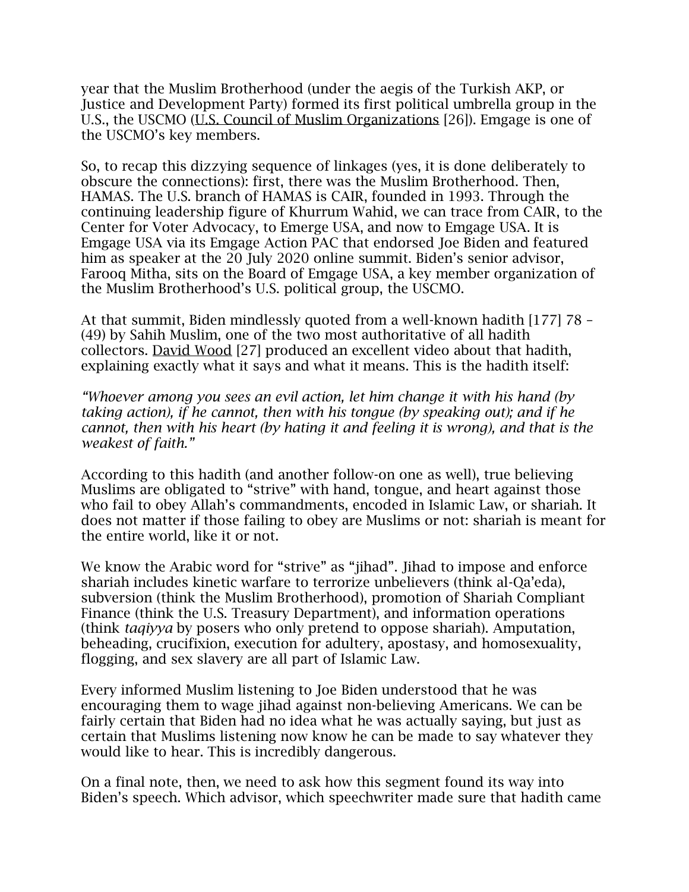year that the Muslim Brotherhood (under the aegis of the Turkish AKP, or Justice and Development Party) formed its first political umbrella group in the U.S., the USCMO (U.S. Council of Muslim Organizations [26]). Emgage is one of the USCMO's key members.

So, to recap this dizzying sequence of linkages (yes, it is done deliberately to obscure the connections): first, there was the Muslim Brotherhood. Then, HAMAS. The U.S. branch of HAMAS is CAIR, founded in 1993. Through the continuing leadership figure of Khurrum Wahid, we can trace from CAIR, to the Center for Voter Advocacy, to Emerge USA, and now to Emgage USA. It is Emgage USA via its Emgage Action PAC that endorsed Joe Biden and featured him as speaker at the 20 July 2020 online summit. Biden's senior advisor, Farooq Mitha, sits on the Board of Emgage USA, a key member organization of the Muslim Brotherhood's U.S. political group, the USCMO.

At that summit, Biden mindlessly quoted from a well-known hadith [177] 78 – (49) by Sahih Muslim, one of the two most authoritative of all hadith collectors. David Wood [27] produced an excellent video about that hadith, explaining exactly what it says and what it means. This is the hadith itself:

*"Whoever among you sees an evil action, let him change it with his hand (by taking action), if he cannot, then with his tongue (by speaking out); and if he cannot, then with his heart (by hating it and feeling it is wrong), and that is the weakest of faith."*

According to this hadith (and another follow-on one as well), true believing Muslims are obligated to "strive" with hand, tongue, and heart against those who fail to obey Allah's commandments, encoded in Islamic Law, or shariah. It does not matter if those failing to obey are Muslims or not: shariah is meant for the entire world, like it or not.

We know the Arabic word for "strive" as "jihad". Jihad to impose and enforce shariah includes kinetic warfare to terrorize unbelievers (think al-Qa'eda), subversion (think the Muslim Brotherhood), promotion of Shariah Compliant Finance (think the U.S. Treasury Department), and information operations (think *taqiyya* by posers who only pretend to oppose shariah). Amputation, beheading, crucifixion, execution for adultery, apostasy, and homosexuality, flogging, and sex slavery are all part of Islamic Law.

Every informed Muslim listening to Joe Biden understood that he was encouraging them to wage jihad against non-believing Americans. We can be fairly certain that Biden had no idea what he was actually saying, but just as certain that Muslims listening now know he can be made to say whatever they would like to hear. This is incredibly dangerous.

On a final note, then, we need to ask how this segment found its way into Biden's speech. Which advisor, which speechwriter made sure that hadith came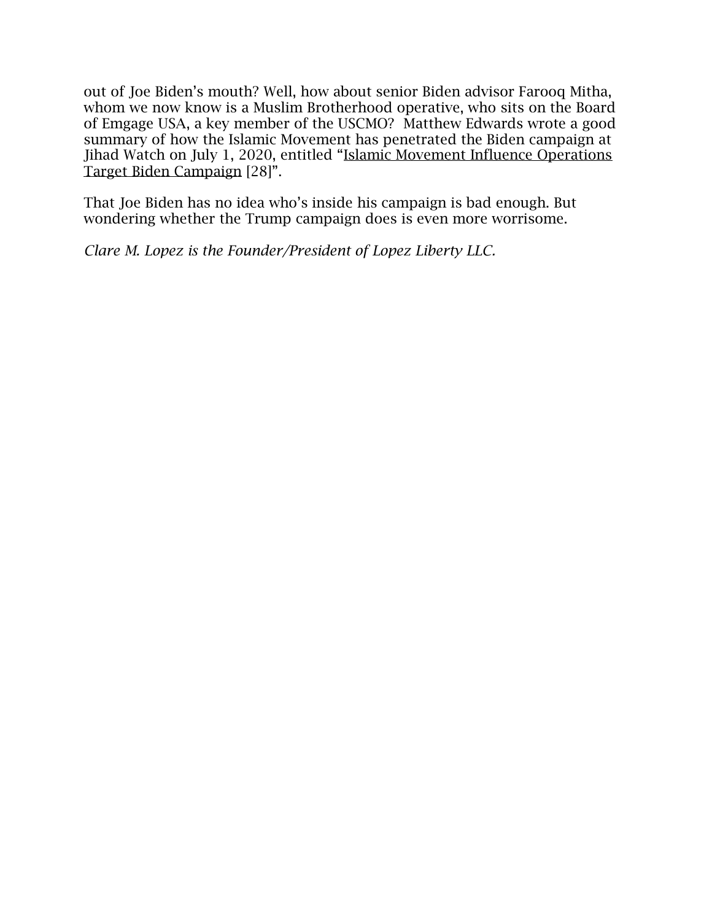out of Joe Biden's mouth? Well, how about senior Biden advisor Farooq Mitha, whom we now know is a Muslim Brotherhood operative, who sits on the Board of Emgage USA, a key member of the USCMO? Matthew Edwards wrote a good summary of how the Islamic Movement has penetrated the Biden campaign at Jihad Watch on July 1, 2020, entitled "Islamic Movement Influence Operations Target Biden Campaign [28]".

That Joe Biden has no idea who's inside his campaign is bad enough. But wondering whether the Trump campaign does is even more worrisome.

*Clare M. Lopez is the Founder/President of Lopez Liberty LLC.*